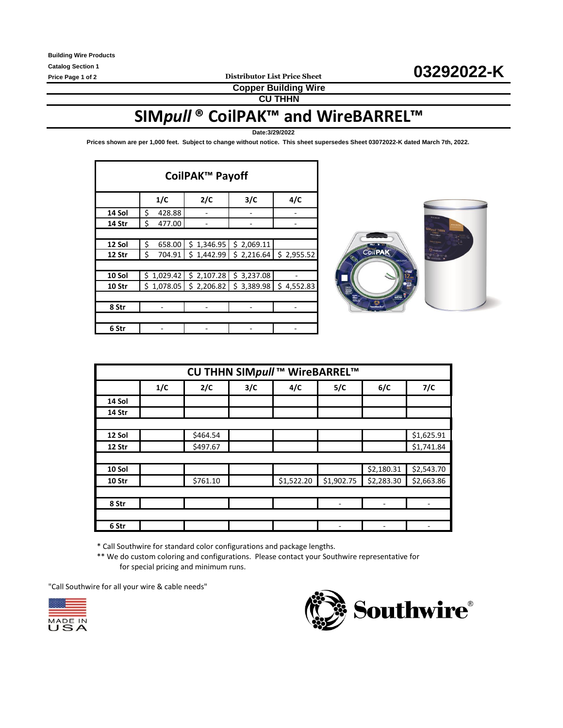Building Wire Products

Catalog Section 1

Price Page 1 of 2

Distributor List Price Sheet

**03292022-K**

**Copper Building Wire**

**CU THHN**

# SIM*pull* ® CoilPAK™ and WireBARREL™

**Date:3/29/2022**

**Prices shown are per 1,000 feet. Subject to change without notice. This sheet supersedes Sheet 03072022-K dated March 7th, 2022.**

| CoilPAK™ Payoff | | | | |
|---|---|---|---|---|
| | 1/C | 2/C | 3/C | 4/C |
| 14 Sol | $ 428.88 | - | - | - |
| 14 Str | $ 477.00 | - | - | - |
| | | | | |
| 12 Sol | $ 658.00 | $ 1,346.95 | $ 2,069.11 | |
| 12 Str | $ 704.91 | $ 1,442.99 | $ 2,216.64 | $ 2,955.52 |
| | | | | |
| 10 Sol | $ 1,029.42 | $ 2,107.28 | $ 3,237.08 | - |
| 10 Str | $ 1,078.05 | $ 2,206.82 | $ 3,389.98 | $ 4,552.83 |
| | | | | |
| 8 Str | - | - | - | - |
| | | | | |
| 6 Str | - | - | - | - |

| CU THHN SIM*pull* ™ WireBARREL™ | | | | | | | |
|---|---|---|---|---|---|---|---|
| | 1/C | 2/C | 3/C | 4/C | 5/C | 6/C | 7/C |
| 14 Sol | | | | | | | |
| 14 Str | | | | | | | |
| | | | | | | | |
| 12 Sol | | $464.54 | | | | | $1,625.91 |
| 12 Str | | $497.67 | | | | | $1,741.84 |
| | | | | | | | |
| 10 Sol | | | | | | $2,180.31 | $2,543.70 |
| 10 Str | | $761.10 | | $1,522.20 | $1,902.75 | $2,283.30 | $2,663.86 |
| | | | | | | | |
| 8 Str | | | | | - | - | - |
| | | | | | | | |
| 6 Str | | | | | - | - | - |

\* Call Southwire for standard color configurations and package lengths.

\*\* We do custom coloring and configurations. Please contact your Southwire representative for for special pricing and minimum runs.

"Call Southwire for all your wire & cable needs"

MADE IN USA

Southwire®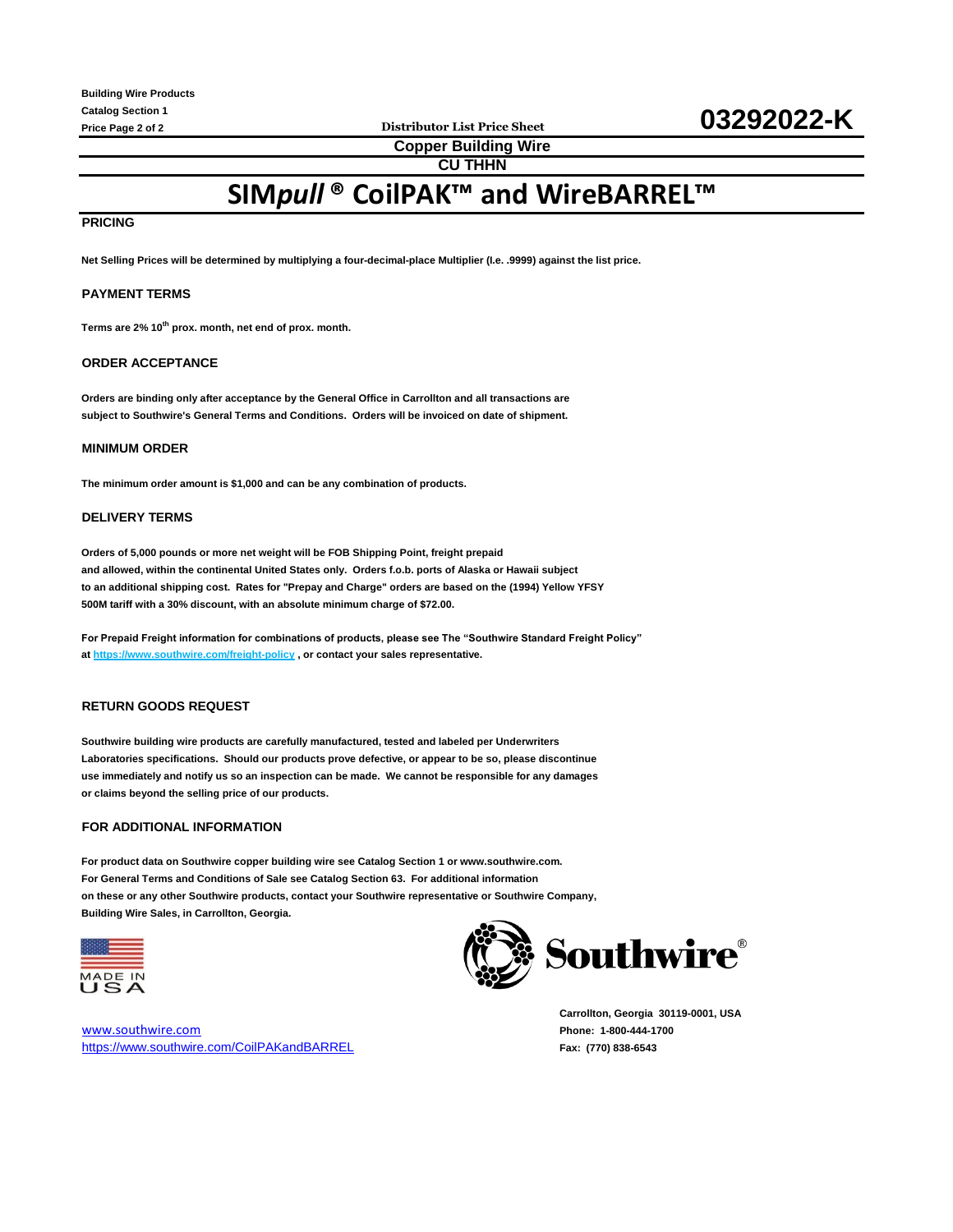Building Wire Products
Catalog Section 1

Distributor List Price Sheet

# 03292022-K

**Copper Building Wire**

**CU THHN**

# SIM*pull* ® CoilPAK™ and WireBARREL™

## PRICING

**Net Selling Prices will be determined by multiplying a four-decimal-place Multiplier (I.e. .9999) against the list price.**

## PAYMENT TERMS

**Terms are 2% 10th prox. month, net end of prox. month.**

## ORDER ACCEPTANCE

**Orders are binding only after acceptance by the General Office in Carrollton and all transactions are subject to Southwire's General Terms and Conditions. Orders will be invoiced on date of shipment.**

## MINIMUM ORDER

**The minimum order amount is $1,000 and can be any combination of products.**

## DELIVERY TERMS

**Orders of 5,000 pounds or more net weight will be FOB Shipping Point, freight prepaid and allowed, within the continental United States only. Orders f.o.b. ports of Alaska or Hawaii subject to an additional shipping cost. Rates for "Prepay and Charge" orders are based on the (1994) Yellow YFSY 500M tariff with a 30% discount, with an absolute minimum charge of $72.00.**

**For Prepaid Freight information for combinations of products, please see The "Southwire Standard Freight Policy" at https://www.southwire.com/freight-policy , or contact your sales representative.**

## RETURN GOODS REQUEST

**Southwire building wire products are carefully manufactured, tested and labeled per Underwriters Laboratories specifications. Should our products prove defective, or appear to be so, please discontinue use immediately and notify us so an inspection can be made. We cannot be responsible for any damages or claims beyond the selling price of our products.**

## FOR ADDITIONAL INFORMATION

**For product data on Southwire copper building wire see Catalog Section 1 or www.southwire.com. For General Terms and Conditions of Sale see Catalog Section 63. For additional information on these or any other Southwire products, contact your Southwire representative or Southwire Company, Building Wire Sales, in Carrollton, Georgia.**

MADE IN USA

Southwire®

www.southwire.com
https://www.southwire.com/CoilPAKandBARREL

**Carrollton, Georgia 30119-0001, USA**
**Phone: 1-800-444-1700**
**Fax: (770) 838-6543**